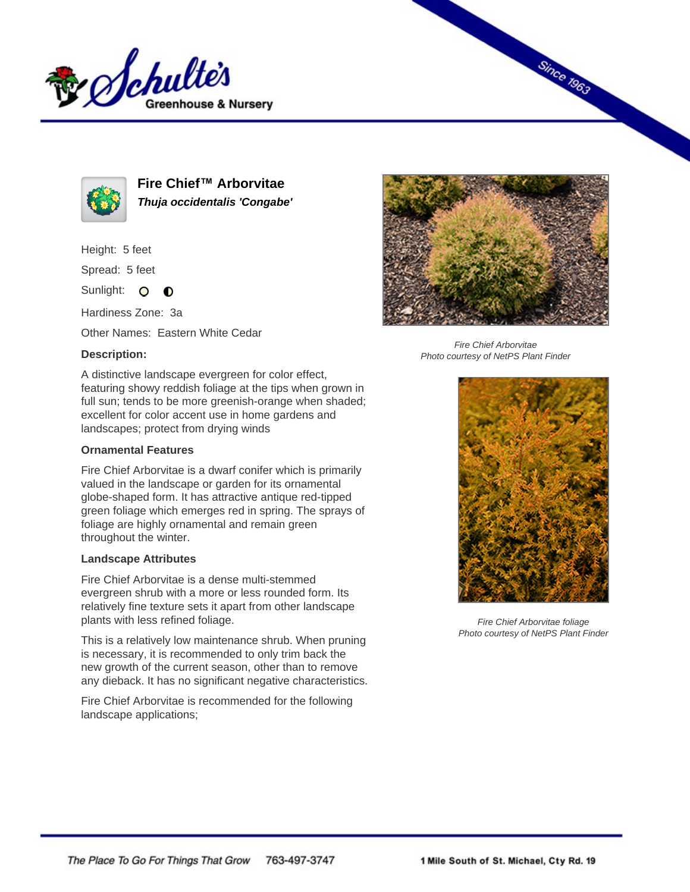# Fire Chief™ Arborvitae

***Thuja occidentalis 'Congabe'***

Height: 5 feet

Spread: 5 feet

Sunlight:

Hardiness Zone: 3a

Other Names: Eastern White Cedar

**Description:**

A distinctive landscape evergreen for color effect, featuring showy reddish foliage at the tips when grown in full sun; tends to be more greenish-orange when shaded; excellent for color accent use in home gardens and landscapes; protect from drying winds

### Ornamental Features

Fire Chief Arborvitae is a dwarf conifer which is primarily valued in the landscape or garden for its ornamental globe-shaped form. It has attractive antique red-tipped green foliage which emerges red in spring. The sprays of foliage are highly ornamental and remain green throughout the winter.

### Landscape Attributes

Fire Chief Arborvitae is a dense multi-stemmed evergreen shrub with a more or less rounded form. Its relatively fine texture sets it apart from other landscape plants with less refined foliage.

This is a relatively low maintenance shrub. When pruning is necessary, it is recommended to only trim back the new growth of the current season, other than to remove any dieback. It has no significant negative characteristics.

Fire Chief Arborvitae is recommended for the following landscape applications;

*Fire Chief Arborvitae*
*Photo courtesy of NetPS Plant Finder*

*Fire Chief Arborvitae foliage*
*Photo courtesy of NetPS Plant Finder*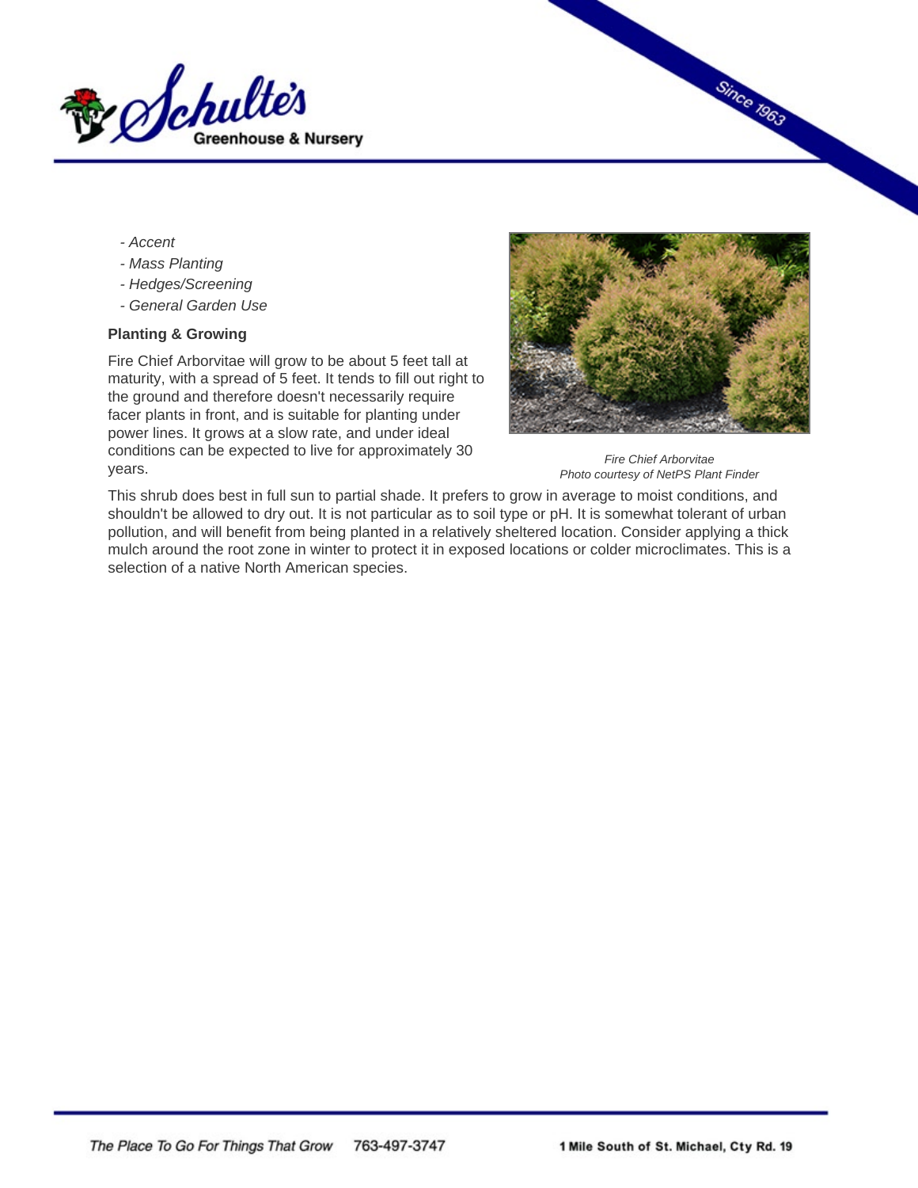- *Accent*
- *Mass Planting*
- *Hedges/Screening*
- *General Garden Use*

**Planting & Growing**

Fire Chief Arborvitae will grow to be about 5 feet tall at maturity, with a spread of 5 feet. It tends to fill out right to the ground and therefore doesn't necessarily require facer plants in front, and is suitable for planting under power lines. It grows at a slow rate, and under ideal conditions can be expected to live for approximately 30 years.

*Fire Chief Arborvitae*
*Photo courtesy of NetPS Plant Finder*

This shrub does best in full sun to partial shade. It prefers to grow in average to moist conditions, and shouldn't be allowed to dry out. It is not particular as to soil type or pH. It is somewhat tolerant of urban pollution, and will benefit from being planted in a relatively sheltered location. Consider applying a thick mulch around the root zone in winter to protect it in exposed locations or colder microclimates. This is a selection of a native North American species.